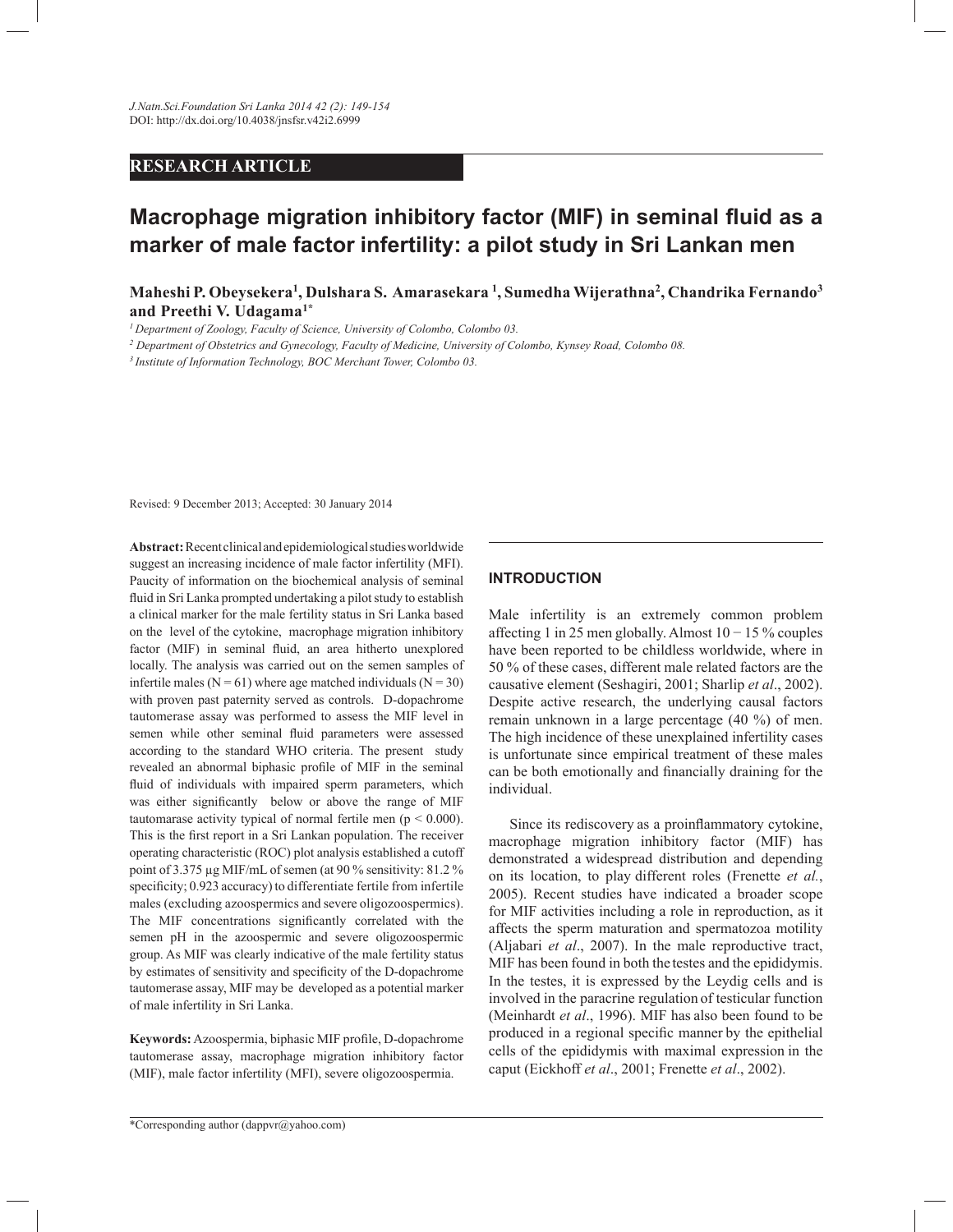## RESEARCH ARTICLE

# Macrophage migration inhibitory factor (MIF) in seminal fluid as a marker of male factor infertility: a pilot study in Sri Lankan men

**Maheshi P. Obeysekera[1], Dulshara S. Amarasekara [1], Sumedha Wijerathna[2], Chandrika Fernando[3] and Preethi V. Udagama[1*]**

[1] *Department of Zoology, Faculty of Science, University of Colombo, Colombo 03.*

[2] *Department of Obstetrics and Gynecology, Faculty of Medicine, University of Colombo, Kynsey Road, Colombo 08.*

[3] *Institute of Information Technology, BOC Merchant Tower, Colombo 03.*

Revised: 9 December 2013; Accepted: 30 January 2014

**Abstract:** Recent clinical and epidemiological studies worldwide suggest an increasing incidence of male factor infertility (MFI). Paucity of information on the biochemical analysis of seminal fluid in Sri Lanka prompted undertaking a pilot study to establish a clinical marker for the male fertility status in Sri Lanka based on the level of the cytokine, macrophage migration inhibitory factor (MIF) in seminal fluid, an area hitherto unexplored locally. The analysis was carried out on the semen samples of infertile males (N = 61) where age matched individuals (N = 30) with proven past paternity served as controls. D-dopachrome tautomerase assay was performed to assess the MIF level in semen while other seminal fluid parameters were assessed according to the standard WHO criteria. The present study revealed an abnormal biphasic profile of MIF in the seminal fluid of individuals with impaired sperm parameters, which was either significantly below or above the range of MIF tautomarase activity typical of normal fertile men ($p < 0.000$). This is the first report in a Sri Lankan population. The receiver operating characteristic (ROC) plot analysis established a cutoff point of 3.375 µg MIF/mL of semen (at 90 % sensitivity: 81.2 % specificity; 0.923 accuracy) to differentiate fertile from infertile males (excluding azoospermics and severe oligozoospermics). The MIF concentrations significantly correlated with the semen pH in the azoospermic and severe oligozoospermic group. As MIF was clearly indicative of the male fertility status by estimates of sensitivity and specificity of the D-dopachrome tautomerase assay, MIF may be developed as a potential marker of male infertility in Sri Lanka.

**Keywords:** Azoospermia, biphasic MIF profile, D-dopachrome tautomerase assay, macrophage migration inhibitory factor (MIF), male factor infertility (MFI), severe oligozoospermia.

## INTRODUCTION

Male infertility is an extremely common problem affecting 1 in 25 men globally. Almost 10 − 15 % couples have been reported to be childless worldwide, where in 50 % of these cases, different male related factors are the causative element (Seshagiri, 2001; Sharlip *et al*., 2002). Despite active research, the underlying causal factors remain unknown in a large percentage (40 %) of men. The high incidence of these unexplained infertility cases is unfortunate since empirical treatment of these males can be both emotionally and financially draining for the individual.

Since its rediscovery as a proinflammatory cytokine, macrophage migration inhibitory factor (MIF) has demonstrated a widespread distribution and depending on its location, to play different roles (Frenette *et al.*, 2005). Recent studies have indicated a broader scope for MIF activities including a role in reproduction, as it affects the sperm maturation and spermatozoa motility (Aljabari *et al*., 2007). In the male reproductive tract, MIF has been found in both the testes and the epididymis. In the testes, it is expressed by the Leydig cells and is involved in the paracrine regulation of testicular function (Meinhardt *et al*., 1996). MIF has also been found to be produced in a regional specific manner by the epithelial cells of the epididymis with maximal expression in the caput (Eickhoff *et al*., 2001; Frenette *et al*., 2002).

*Corresponding author (dappvr@yahoo.com)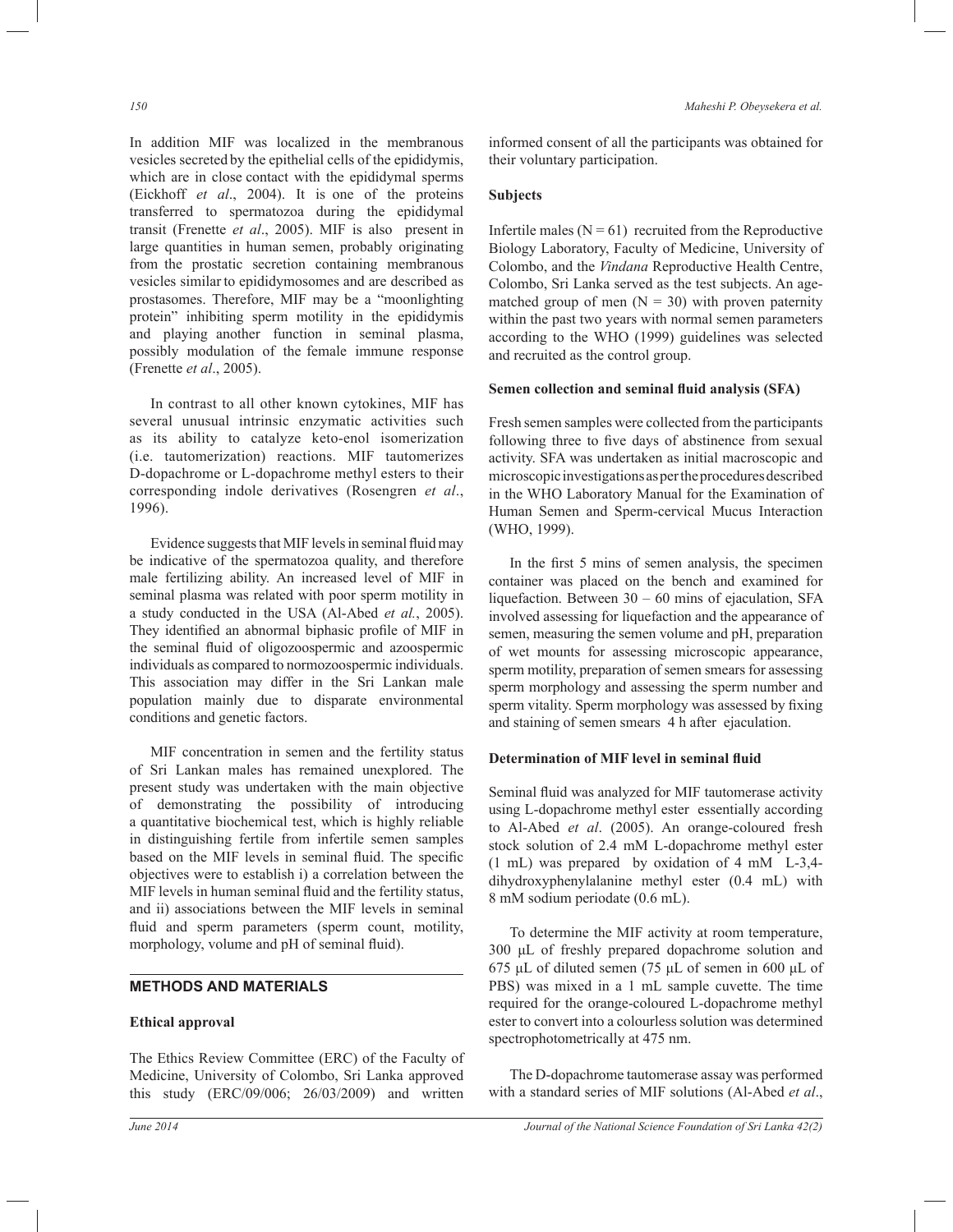In addition MIF was localized in the membranous vesicles secreted by the epithelial cells of the epididymis, which are in close contact with the epididymal sperms (Eickhoff *et al*., 2004). It is one of the proteins transferred to spermatozoa during the epididymal transit (Frenette *et al*., 2005). MIF is also present in large quantities in human semen, probably originating from the prostatic secretion containing membranous vesicles similar to epididymosomes and are described as prostasomes. Therefore, MIF may be a "moonlighting protein" inhibiting sperm motility in the epididymis and playing another function in seminal plasma, possibly modulation of the female immune response (Frenette *et al*., 2005).

In contrast to all other known cytokines, MIF has several unusual intrinsic enzymatic activities such as its ability to catalyze keto-enol isomerization (i.e. tautomerization) reactions. MIF tautomerizes D-dopachrome or L-dopachrome methyl esters to their corresponding indole derivatives (Rosengren *et al*., 1996).

Evidence suggests that MIF levels in seminal fluid may be indicative of the spermatozoa quality, and therefore male fertilizing ability. An increased level of MIF in seminal plasma was related with poor sperm motility in a study conducted in the USA (Al-Abed *et al.*, 2005). They identified an abnormal biphasic profile of MIF in the seminal fluid of oligozoospermic and azoospermic individuals as compared to normozoospermic individuals. This association may differ in the Sri Lankan male population mainly due to disparate environmental conditions and genetic factors.

MIF concentration in semen and the fertility status of Sri Lankan males has remained unexplored. The present study was undertaken with the main objective of demonstrating the possibility of introducing a quantitative biochemical test, which is highly reliable in distinguishing fertile from infertile semen samples based on the MIF levels in seminal fluid. The specific objectives were to establish i) a correlation between the MIF levels in human seminal fluid and the fertility status, and ii) associations between the MIF levels in seminal fluid and sperm parameters (sperm count, motility, morphology, volume and pH of seminal fluid).

## METHODS AND MATERIALS

### Ethical approval

The Ethics Review Committee (ERC) of the Faculty of Medicine, University of Colombo, Sri Lanka approved this study (ERC/09/006; 26/03/2009) and written informed consent of all the participants was obtained for their voluntary participation.

### Subjects

Infertile males ($N = 61$) recruited from the Reproductive Biology Laboratory, Faculty of Medicine, University of Colombo, and the *Vindana* Reproductive Health Centre, Colombo, Sri Lanka served as the test subjects. An age-matched group of men ($N = 30$) with proven paternity within the past two years with normal semen parameters according to the WHO (1999) guidelines was selected and recruited as the control group.

### Semen collection and seminal fluid analysis (SFA)

Fresh semen samples were collected from the participants following three to five days of abstinence from sexual activity. SFA was undertaken as initial macroscopic and microscopic investigations as per the procedures described in the WHO Laboratory Manual for the Examination of Human Semen and Sperm-cervical Mucus Interaction (WHO, 1999).

In the first 5 mins of semen analysis, the specimen container was placed on the bench and examined for liquefaction. Between 30 – 60 mins of ejaculation, SFA involved assessing for liquefaction and the appearance of semen, measuring the semen volume and pH, preparation of wet mounts for assessing microscopic appearance, sperm motility, preparation of semen smears for assessing sperm morphology and assessing the sperm number and sperm vitality. Sperm morphology was assessed by fixing and staining of semen smears 4 h after ejaculation.

### Determination of MIF level in seminal fluid

Seminal fluid was analyzed for MIF tautomerase activity using L-dopachrome methyl ester essentially according to Al-Abed *et al*. (2005). An orange-coloured fresh stock solution of 2.4 mM L-dopachrome methyl ester (1 mL) was prepared by oxidation of 4 mM L-3,4-dihydroxyphenylalanine methyl ester (0.4 mL) with 8 mM sodium periodate (0.6 mL).

To determine the MIF activity at room temperature, 300 μL of freshly prepared dopachrome solution and 675 μL of diluted semen (75 μL of semen in 600 μL of PBS) was mixed in a 1 mL sample cuvette. The time required for the orange-coloured L-dopachrome methyl ester to convert into a colourless solution was determined spectrophotometrically at 475 nm.

The D-dopachrome tautomerase assay was performed with a standard series of MIF solutions (Al-Abed *et al*.,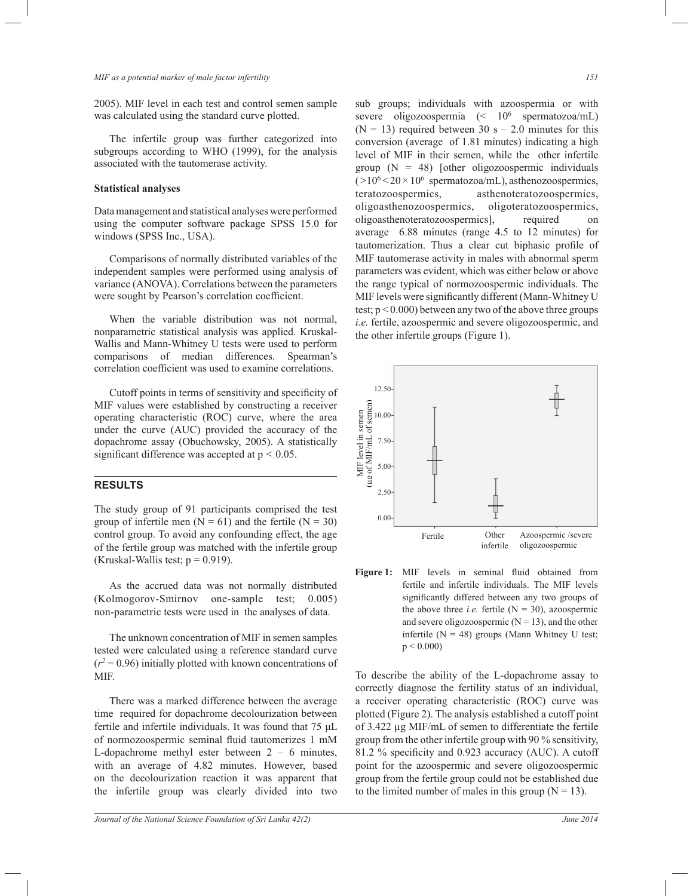2005). MIF level in each test and control semen sample was calculated using the standard curve plotted.

The infertile group was further categorized into subgroups according to WHO (1999), for the analysis associated with the tautomerase activity.

### Statistical analyses

Data management and statistical analyses were performed using the computer software package SPSS 15.0 for windows (SPSS Inc., USA).

Comparisons of normally distributed variables of the independent samples were performed using analysis of variance (ANOVA). Correlations between the parameters were sought by Pearson's correlation coefficient.

When the variable distribution was not normal, nonparametric statistical analysis was applied. Kruskal-Wallis and Mann-Whitney U tests were used to perform comparisons of median differences. Spearman's correlation coefficient was used to examine correlations.

Cutoff points in terms of sensitivity and specificity of MIF values were established by constructing a receiver operating characteristic (ROC) curve, where the area under the curve (AUC) provided the accuracy of the dopachrome assay (Obuchowsky, 2005). A statistically significant difference was accepted at $p < 0.05$.

## RESULTS

The study group of 91 participants comprised the test group of infertile men (N = 61) and the fertile (N = 30) control group. To avoid any confounding effect, the age of the fertile group was matched with the infertile group (Kruskal-Wallis test; $p = 0.919$).

As the accrued data was not normally distributed (Kolmogorov-Smirnov one-sample test; 0.005) non-parametric tests were used in the analyses of data.

The unknown concentration of MIF in semen samples tested were calculated using a reference standard curve ($r^2 = 0.96$) initially plotted with known concentrations of MIF.

There was a marked difference between the average time required for dopachrome decolourization between fertile and infertile individuals. It was found that 75 µL of normozoospermic seminal fluid tautomerizes 1 mM L-dopachrome methyl ester between 2 – 6 minutes, with an average of 4.82 minutes. However, based on the decolourization reaction it was apparent that the infertile group was clearly divided into two sub groups; individuals with azoospermia or with severe oligozoospermia (< $10^6$ spermatozoa/mL) (N = 13) required between 30 s – 2.0 minutes for this conversion (average of 1.81 minutes) indicating a high level of MIF in their semen, while the other infertile group (N = 48) [other oligozoospermic individuals ($>10^6 < 20 \times 10^6$ spermatozoa/mL), asthenozoospermics, teratozoospermics, asthenoteratozoospermics, oligoasthenozoospermics, oligoteratozoospermics, oligoasthenoteratozoospermics], required on average 6.88 minutes (range 4.5 to 12 minutes) for tautomerization. Thus a clear cut biphasic profile of MIF tautomerase activity in males with abnormal sperm parameters was evident, which was either below or above the range typical of normozoospermic individuals. The MIF levels were significantly different (Mann-Whitney U test; $p < 0.000$) between any two of the above three groups *i.e.* fertile, azoospermic and severe oligozoospermic, and the other infertile groups (Figure 1).

**Figure 1:** MIF levels in seminal fluid obtained from fertile and infertile individuals. The MIF levels significantly differed between any two groups of the above three *i.e.* fertile (N = 30), azoospermic and severe oligozoospermic (N = 13), and the other infertile (N = 48) groups (Mann Whitney U test; $p < 0.000$)

To describe the ability of the L-dopachrome assay to correctly diagnose the fertility status of an individual, a receiver operating characteristic (ROC) curve was plotted (Figure 2). The analysis established a cutoff point of 3.422 µg MIF/mL of semen to differentiate the fertile group from the other infertile group with 90 % sensitivity, 81.2 % specificity and 0.923 accuracy (AUC). A cutoff point for the azoospermic and severe oligozoospermic group from the fertile group could not be established due to the limited number of males in this group (N = 13).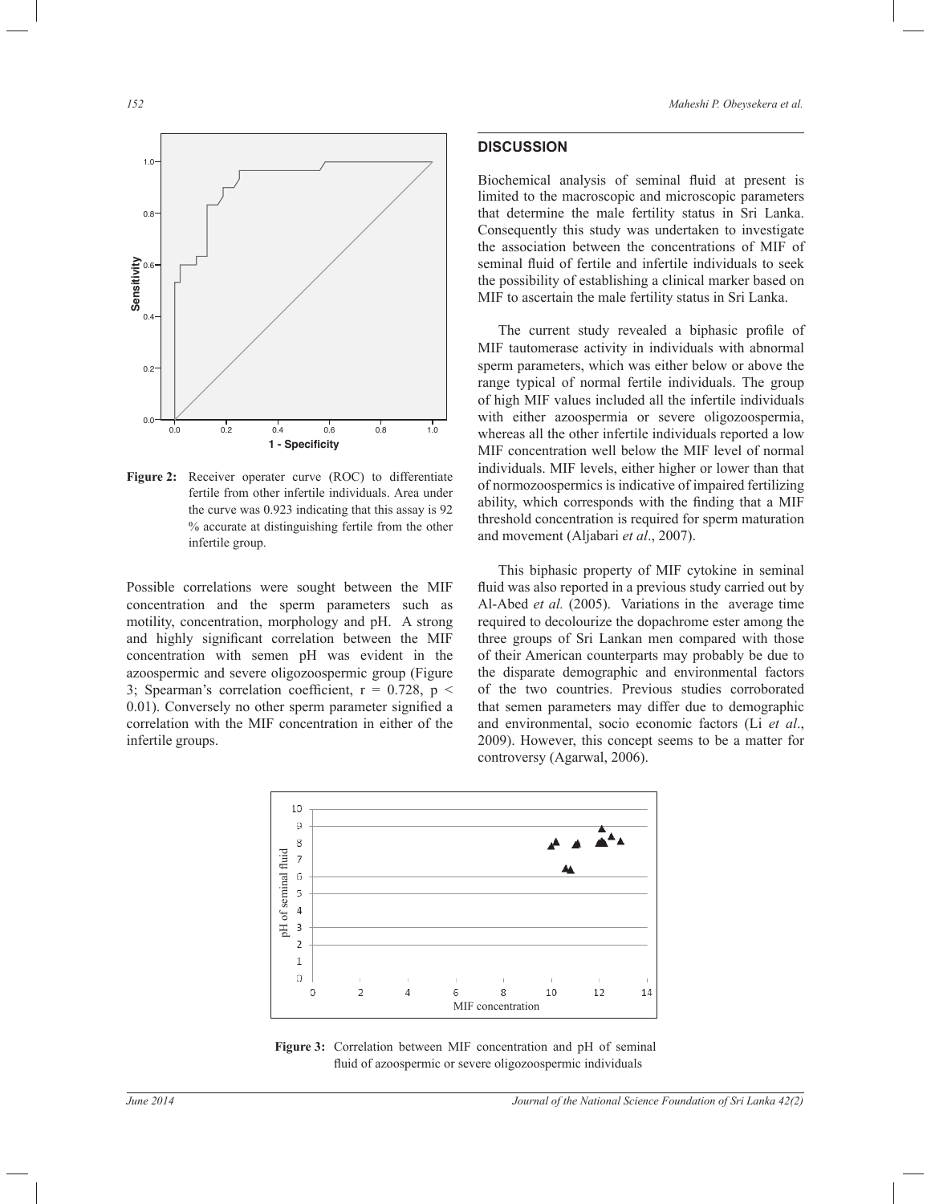Figure 2: Receiver operater curve (ROC) to differentiate fertile from other infertile individuals. Area under the curve was 0.923 indicating that this assay is 92 % accurate at distinguishing fertile from the other infertile group.

Possible correlations were sought between the MIF concentration and the sperm parameters such as motility, concentration, morphology and pH. A strong and highly significant correlation between the MIF concentration with semen pH was evident in the azoospermic and severe oligozoospermic group (Figure 3; Spearman's correlation coefficient, $r = 0.728$, $p < 0.01$). Conversely no other sperm parameter signified a correlation with the MIF concentration in either of the infertile groups.

## DISCUSSION

Biochemical analysis of seminal fluid at present is limited to the macroscopic and microscopic parameters that determine the male fertility status in Sri Lanka. Consequently this study was undertaken to investigate the association between the concentrations of MIF of seminal fluid of fertile and infertile individuals to seek the possibility of establishing a clinical marker based on MIF to ascertain the male fertility status in Sri Lanka.

The current study revealed a biphasic profile of MIF tautomerase activity in individuals with abnormal sperm parameters, which was either below or above the range typical of normal fertile individuals. The group of high MIF values included all the infertile individuals with either azoospermia or severe oligozoospermia, whereas all the other infertile individuals reported a low MIF concentration well below the MIF level of normal individuals. MIF levels, either higher or lower than that of normozoospermics is indicative of impaired fertilizing ability, which corresponds with the finding that a MIF threshold concentration is required for sperm maturation and movement (Aljabari *et al*., 2007).

This biphasic property of MIF cytokine in seminal fluid was also reported in a previous study carried out by Al-Abed *et al.* (2005). Variations in the average time required to decolourize the dopachrome ester among the three groups of Sri Lankan men compared with those of their American counterparts may probably be due to the disparate demographic and environmental factors of the two countries. Previous studies corroborated that semen parameters may differ due to demographic and environmental, socio economic factors (Li *et al*., 2009). However, this concept seems to be a matter for controversy (Agarwal, 2006).

Figure 3: Correlation between MIF concentration and pH of seminal fluid of azoospermic or severe oligozoospermic individuals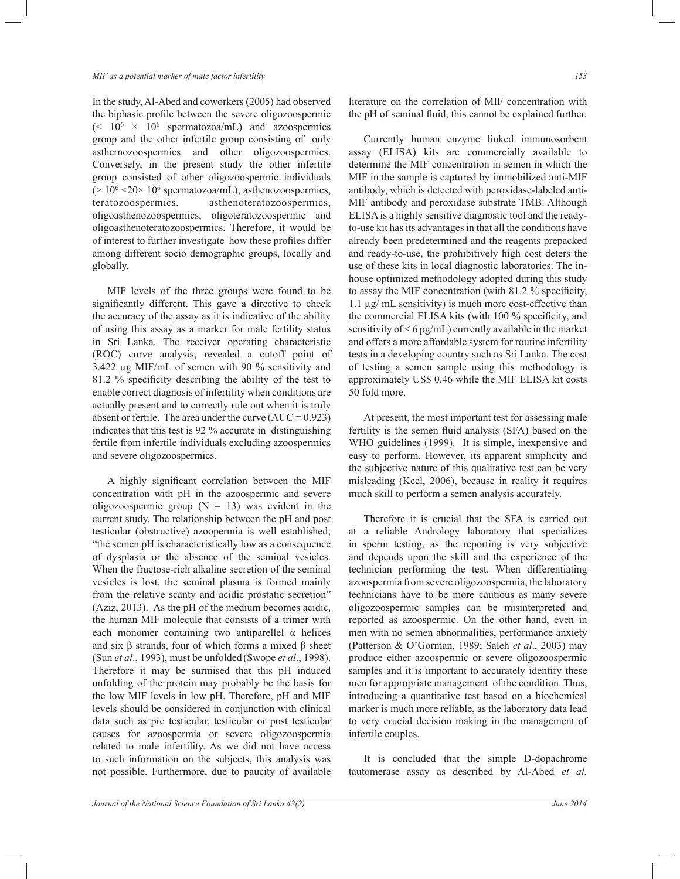In the study, Al-Abed and coworkers (2005) had observed the biphasic profile between the severe oligozoospermic ($< 10^6 \times 10^6$ spermatozoa/mL) and azoospermics group and the other infertile group consisting of only asthernozoospermics and other oligozoospermics. Conversely, in the present study the other infertile group consisted of other oligozoospermic individuals ($> 10^6 < 20 \times 10^6$ spermatozoa/mL), asthenozoospermics, teratozoospermics, asthenoteratozoospermics, oligoasthenozoospermics, oligoteratozoospermic and oligoasthenoteratozoospermics. Therefore, it would be of interest to further investigate how these profiles differ among different socio demographic groups, locally and globally.

MIF levels of the three groups were found to be significantly different. This gave a directive to check the accuracy of the assay as it is indicative of the ability of using this assay as a marker for male fertility status in Sri Lanka. The receiver operating characteristic (ROC) curve analysis, revealed a cutoff point of 3.422 µg MIF/mL of semen with 90 % sensitivity and 81.2 % specificity describing the ability of the test to enable correct diagnosis of infertility when conditions are actually present and to correctly rule out when it is truly absent or fertile. The area under the curve (AUC = 0.923) indicates that this test is 92 % accurate in distinguishing fertile from infertile individuals excluding azoospermics and severe oligozoospermics.

A highly significant correlation between the MIF concentration with pH in the azoospermic and severe oligozoospermic group (N = 13) was evident in the current study. The relationship between the pH and post testicular (obstructive) azoopermia is well established; "the semen pH is characteristically low as a consequence of dysplasia or the absence of the seminal vesicles. When the fructose-rich alkaline secretion of the seminal vesicles is lost, the seminal plasma is formed mainly from the relative scanty and acidic prostatic secretion" (Aziz, 2013). As the pH of the medium becomes acidic, the human MIF molecule that consists of a trimer with each monomer containing two antiparallel α helices and six β strands, four of which forms a mixed β sheet (Sun *et al*., 1993), must be unfolded (Swope *et al*., 1998). Therefore it may be surmised that this pH induced unfolding of the protein may probably be the basis for the low MIF levels in low pH. Therefore, pH and MIF levels should be considered in conjunction with clinical data such as pre testicular, testicular or post testicular causes for azoospermia or severe oligozoospermia related to male infertility. As we did not have access to such information on the subjects, this analysis was not possible. Furthermore, due to paucity of available literature on the correlation of MIF concentration with the pH of seminal fluid, this cannot be explained further.

Currently human enzyme linked immunosorbent assay (ELISA) kits are commercially available to determine the MIF concentration in semen in which the MIF in the sample is captured by immobilized anti-MIF antibody, which is detected with peroxidase-labeled anti-MIF antibody and peroxidase substrate TMB. Although ELISA is a highly sensitive diagnostic tool and the ready-to-use kit has its advantages in that all the conditions have already been predetermined and the reagents prepacked and ready-to-use, the prohibitively high cost deters the use of these kits in local diagnostic laboratories. The in-house optimized methodology adopted during this study to assay the MIF concentration (with 81.2 % specificity, 1.1 µg/ mL sensitivity) is much more cost-effective than the commercial ELISA kits (with 100 % specificity, and sensitivity of < 6 pg/mL) currently available in the market and offers a more affordable system for routine infertility tests in a developing country such as Sri Lanka. The cost of testing a semen sample using this methodology is approximately US$ 0.46 while the MIF ELISA kit costs 50 fold more.

At present, the most important test for assessing male fertility is the semen fluid analysis (SFA) based on the WHO guidelines (1999). It is simple, inexpensive and easy to perform. However, its apparent simplicity and the subjective nature of this qualitative test can be very misleading (Keel, 2006), because in reality it requires much skill to perform a semen analysis accurately.

Therefore it is crucial that the SFA is carried out at a reliable Andrology laboratory that specializes in sperm testing, as the reporting is very subjective and depends upon the skill and the experience of the technician performing the test. When differentiating azoospermia from severe oligozoospermia, the laboratory technicians have to be more cautious as many severe oligozoospermic samples can be misinterpreted and reported as azoospermic. On the other hand, even in men with no semen abnormalities, performance anxiety (Patterson & O'Gorman, 1989; Saleh *et al*., 2003) may produce either azoospermic or severe oligozoospermic samples and it is important to accurately identify these men for appropriate management of the condition. Thus, introducing a quantitative test based on a biochemical marker is much more reliable, as the laboratory data lead to very crucial decision making in the management of infertile couples.

It is concluded that the simple D-dopachrome tautomerase assay as described by Al-Abed *et al.*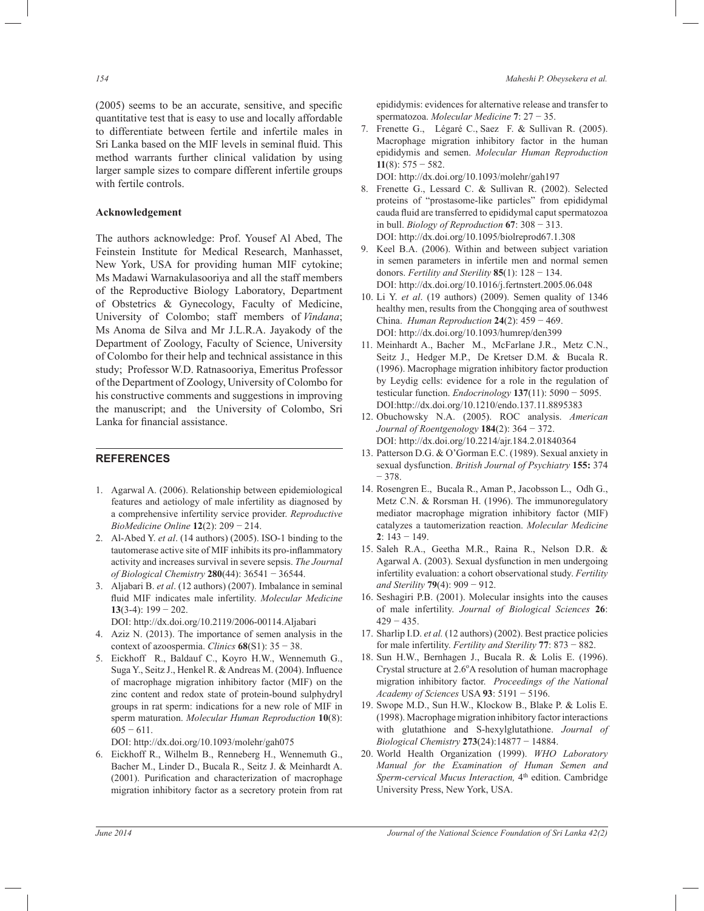(2005) seems to be an accurate, sensitive, and specific quantitative test that is easy to use and locally affordable to differentiate between fertile and infertile males in Sri Lanka based on the MIF levels in seminal fluid. This method warrants further clinical validation by using larger sample sizes to compare different infertile groups with fertile controls.

**Acknowledgement**

The authors acknowledge: Prof. Yousef Al Abed, The Feinstein Institute for Medical Research, Manhasset, New York, USA for providing human MIF cytokine; Ms Madawi Warnakulasooriya and all the staff members of the Reproductive Biology Laboratory, Department of Obstetrics & Gynecology, Faculty of Medicine, University of Colombo; staff members of *Vindana*; Ms Anoma de Silva and Mr J.L.R.A. Jayakody of the Department of Zoology, Faculty of Science, University of Colombo for their help and technical assistance in this study; Professor W.D. Ratnasooriya, Emeritus Professor of the Department of Zoology, University of Colombo for his constructive comments and suggestions in improving the manuscript; and the University of Colombo, Sri Lanka for financial assistance.

## REFERENCES

1. Agarwal A. (2006). Relationship between epidemiological features and aetiology of male infertility as diagnosed by a comprehensive infertility service provider. *Reproductive BioMedicine Online* **12**(2): 209 − 214.
2. Al-Abed Y. *et al*. (14 authors) (2005). ISO-1 binding to the tautomerase active site of MIF inhibits its pro-inflammatory activity and increases survival in severe sepsis. *The Journal of Biological Chemistry* **280**(44): 36541 − 36544.
3. Aljabari B. *et al*. (12 authors) (2007). Imbalance in seminal fluid MIF indicates male infertility. *Molecular Medicine* **13**(3-4): 199 − 202.
   DOI: http://dx.doi.org/10.2119/2006-00114.Aljabari
4. Aziz N. (2013). The importance of semen analysis in the context of azoospermia. *Clinics* **68**(S1): 35 − 38.
5. Eickhoff R., Baldauf C., Koyro H.W., Wennemuth G., Suga Y., Seitz J., Henkel R. & Andreas M. (2004). Influence of macrophage migration inhibitory factor (MIF) on the zinc content and redox state of protein-bound sulphydryl groups in rat sperm: indications for a new role of MIF in sperm maturation. *Molecular Human Reproduction* **10**(8): 605 − 611.
   DOI: http://dx.doi.org/10.1093/molehr/gah075
6. Eickhoff R., Wilhelm B., Renneberg H., Wennemuth G., Bacher M., Linder D., Bucala R., Seitz J. & Meinhardt A. (2001). Purification and characterization of macrophage migration inhibitory factor as a secretory protein from rat epididymis: evidences for alternative release and transfer to spermatozoa. *Molecular Medicine* **7**: 27 − 35.
7. Frenette G., Légaré C., Saez F. & Sullivan R. (2005). Macrophage migration inhibitory factor in the human epididymis and semen. *Molecular Human Reproduction* **11**(8): 575 − 582.
   DOI: http://dx.doi.org/10.1093/molehr/gah197
8. Frenette G., Lessard C. & Sullivan R. (2002). Selected proteins of "prostasome-like particles" from epididymal cauda fluid are transferred to epididymal caput spermatozoa in bull. *Biology of Reproduction* **67**: 308 − 313.
   DOI: http://dx.doi.org/10.1095/biolreprod67.1.308
9. Keel B.A. (2006). Within and between subject variation in semen parameters in infertile men and normal semen donors. *Fertility and Sterility* **85**(1): 128 − 134.
   DOI: http://dx.doi.org/10.1016/j.fertnstert.2005.06.048
10. Li Y. *et al*. (19 authors) (2009). Semen quality of 1346 healthy men, results from the Chongqing area of southwest China. *Human Reproduction* **24**(2): 459 − 469.
    DOI: http://dx.doi.org/10.1093/humrep/den399
11. Meinhardt A., Bacher M., McFarlane J.R., Metz C.N., Seitz J., Hedger M.P., De Kretser D.M. & Bucala R. (1996). Macrophage migration inhibitory factor production by Leydig cells: evidence for a role in the regulation of testicular function. *Endocrinology* **137**(11): 5090 − 5095.
    DOI:http://dx.doi.org/10.1210/endo.137.11.8895383
12. Obuchowsky N.A. (2005). ROC analysis. *American Journal of Roentgenology* **184**(2): 364 − 372.
    DOI: http://dx.doi.org/10.2214/ajr.184.2.01840364
13. Patterson D.G. & O'Gorman E.C. (1989). Sexual anxiety in sexual dysfunction. *British Journal of Psychiatry* **155:** 374 − 378.
14. Rosengren E., Bucala R., Aman P., Jacobsson L., Odh G., Metz C.N. & Rorsman H. (1996). The immunoregulatory mediator macrophage migration inhibitory factor (MIF) catalyzes a tautomerization reaction. *Molecular Medicine* **2**: 143 − 149.
15. Saleh R.A., Geetha M.R., Raina R., Nelson D.R. & Agarwal A. (2003). Sexual dysfunction in men undergoing infertility evaluation: a cohort observational study. *Fertility and Sterility* **79**(4): 909 − 912.
16. Seshagiri P.B. (2001). Molecular insights into the causes of male infertility. *Journal of Biological Sciences* **26**: 429 − 435.
17. Sharlip I.D. *et al.* (12 authors) (2002). Best practice policies for male infertility. *Fertility and Sterility* **77**: 873 − 882.
18. Sun H.W., Bernhagen J., Bucala R. & Lolis E. (1996). Crystal structure at 2.6°A resolution of human macrophage migration inhibitory factor. *Proceedings of the National Academy of Sciences* USA **93**: 5191 − 5196.
19. Swope M.D., Sun H.W., Klockow B., Blake P. & Lolis E. (1998). Macrophage migration inhibitory factor interactions with glutathione and S-hexylglutathione. *Journal of Biological Chemistry* **273**(24):14877 − 14884.
20. World Health Organization (1999). *WHO Laboratory Manual for the Examination of Human Semen and Sperm-cervical Mucus Interaction,* 4th edition. Cambridge University Press, New York, USA.